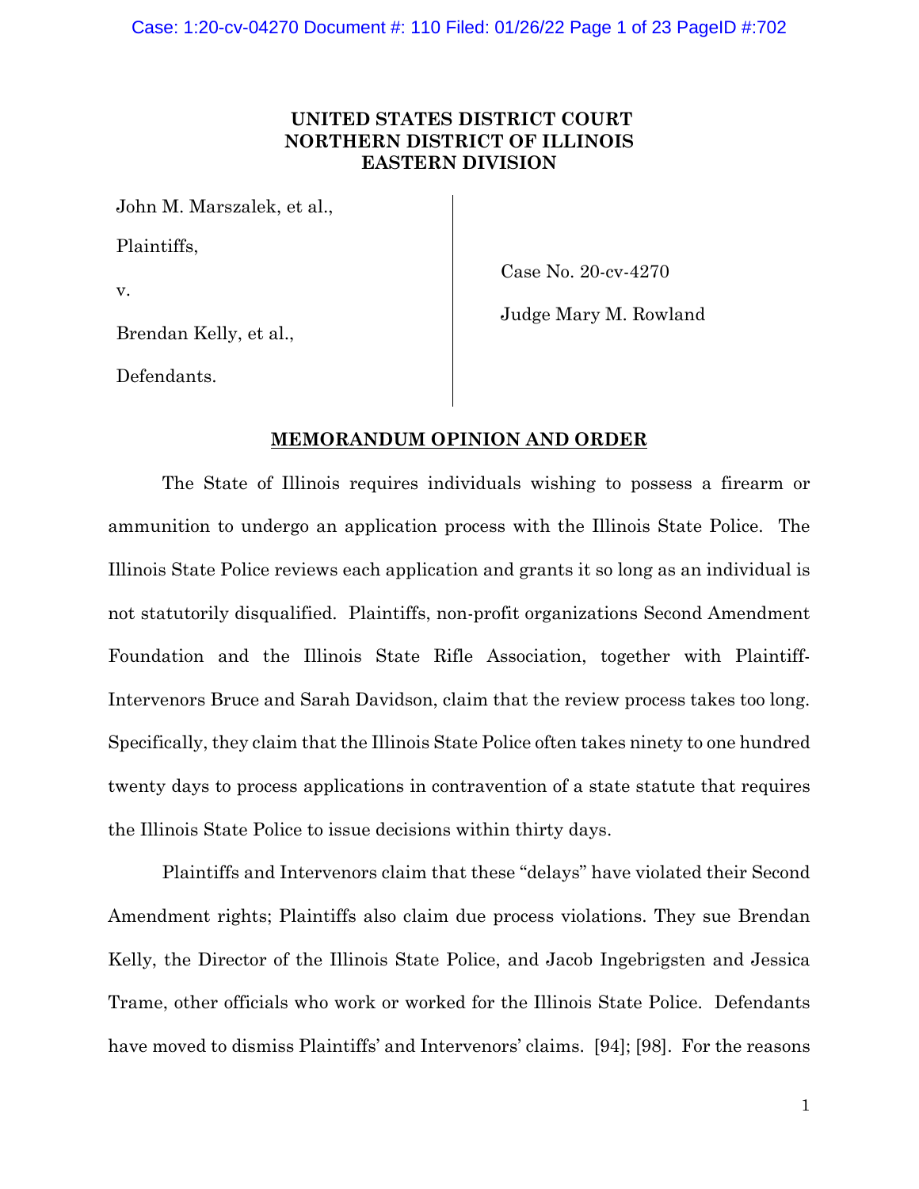**UNITED STATES DISTRICT COURT**
**NORTHERN DISTRICT OF ILLINOIS**
**EASTERN DIVISION**

John M. Marszalek, et al.,

Plaintiffs,

v.

Brendan Kelly, et al.,

Defendants.

Case No. 20-cv-4270

Judge Mary M. Rowland

**MEMORANDUM OPINION AND ORDER**

The State of Illinois requires individuals wishing to possess a firearm or ammunition to undergo an application process with the Illinois State Police. The Illinois State Police reviews each application and grants it so long as an individual is not statutorily disqualified. Plaintiffs, non-profit organizations Second Amendment Foundation and the Illinois State Rifle Association, together with Plaintiff-Intervenors Bruce and Sarah Davidson, claim that the review process takes too long. Specifically, they claim that the Illinois State Police often takes ninety to one hundred twenty days to process applications in contravention of a state statute that requires the Illinois State Police to issue decisions within thirty days.

Plaintiffs and Intervenors claim that these "delays" have violated their Second Amendment rights; Plaintiffs also claim due process violations. They sue Brendan Kelly, the Director of the Illinois State Police, and Jacob Ingebrigsten and Jessica Trame, other officials who work or worked for the Illinois State Police. Defendants have moved to dismiss Plaintiffs' and Intervenors' claims. [94]; [98]. For the reasons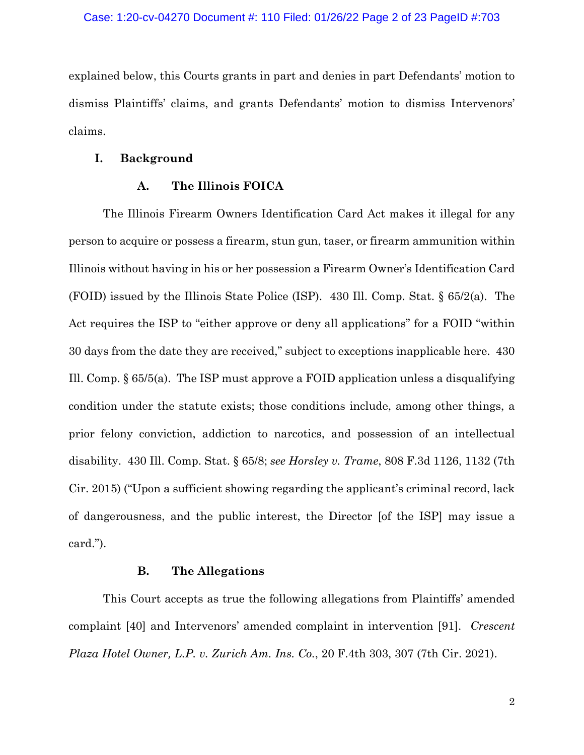explained below, this Courts grants in part and denies in part Defendants' motion to dismiss Plaintiffs' claims, and grants Defendants' motion to dismiss Intervenors' claims.

## I. Background

### A. The Illinois FOICA

The Illinois Firearm Owners Identification Card Act makes it illegal for any person to acquire or possess a firearm, stun gun, taser, or firearm ammunition within Illinois without having in his or her possession a Firearm Owner's Identification Card (FOID) issued by the Illinois State Police (ISP). 430 Ill. Comp. Stat. § 65/2(a). The Act requires the ISP to "either approve or deny all applications" for a FOID "within 30 days from the date they are received," subject to exceptions inapplicable here. 430 Ill. Comp. § 65/5(a). The ISP must approve a FOID application unless a disqualifying condition under the statute exists; those conditions include, among other things, a prior felony conviction, addiction to narcotics, and possession of an intellectual disability. 430 Ill. Comp. Stat. § 65/8; *see Horsley v. Trame*, 808 F.3d 1126, 1132 (7th Cir. 2015) ("Upon a sufficient showing regarding the applicant's criminal record, lack of dangerousness, and the public interest, the Director [of the ISP] may issue a card.").

### B. The Allegations

This Court accepts as true the following allegations from Plaintiffs' amended complaint [40] and Intervenors' amended complaint in intervention [91]. *Crescent Plaza Hotel Owner, L.P. v. Zurich Am. Ins. Co.*, 20 F.4th 303, 307 (7th Cir. 2021).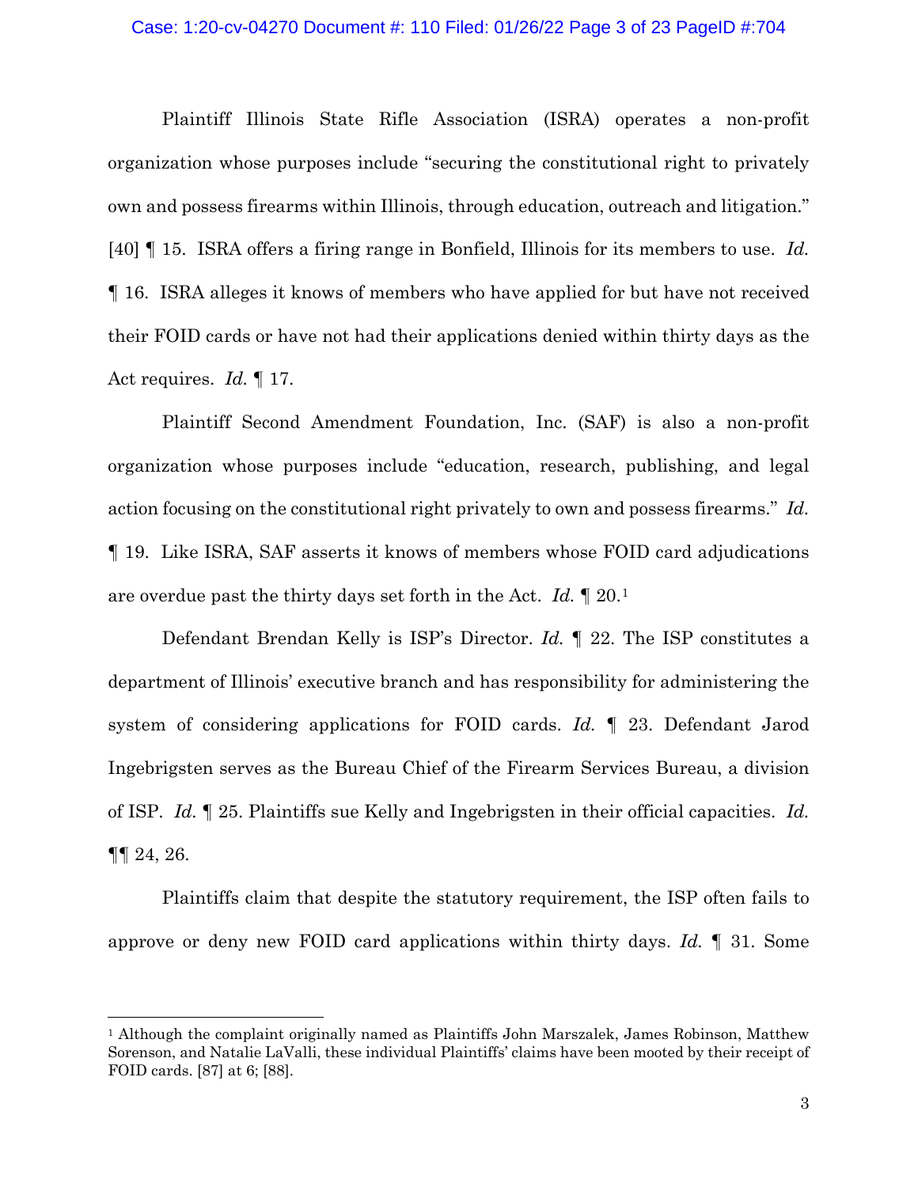Plaintiff Illinois State Rifle Association (ISRA) operates a non-profit organization whose purposes include "securing the constitutional right to privately own and possess firearms within Illinois, through education, outreach and litigation." [40] ¶ 15. ISRA offers a firing range in Bonfield, Illinois for its members to use. *Id.* ¶ 16. ISRA alleges it knows of members who have applied for but have not received their FOID cards or have not had their applications denied within thirty days as the Act requires. *Id.* ¶ 17.

Plaintiff Second Amendment Foundation, Inc. (SAF) is also a non-profit organization whose purposes include "education, research, publishing, and legal action focusing on the constitutional right privately to own and possess firearms." *Id.* ¶ 19. Like ISRA, SAF asserts it knows of members whose FOID card adjudications are overdue past the thirty days set forth in the Act. *Id.* ¶ 20.[1]

Defendant Brendan Kelly is ISP's Director. *Id.* ¶ 22. The ISP constitutes a department of Illinois' executive branch and has responsibility for administering the system of considering applications for FOID cards. *Id.* ¶ 23. Defendant Jarod Ingebrigsten serves as the Bureau Chief of the Firearm Services Bureau, a division of ISP. *Id.* ¶ 25. Plaintiffs sue Kelly and Ingebrigsten in their official capacities. *Id.* ¶¶ 24, 26.

Plaintiffs claim that despite the statutory requirement, the ISP often fails to approve or deny new FOID card applications within thirty days. *Id.* ¶ 31. Some

---

[1] Although the complaint originally named as Plaintiffs John Marszalek, James Robinson, Matthew Sorenson, and Natalie LaValli, these individual Plaintiffs' claims have been mooted by their receipt of FOID cards. [87] at 6; [88].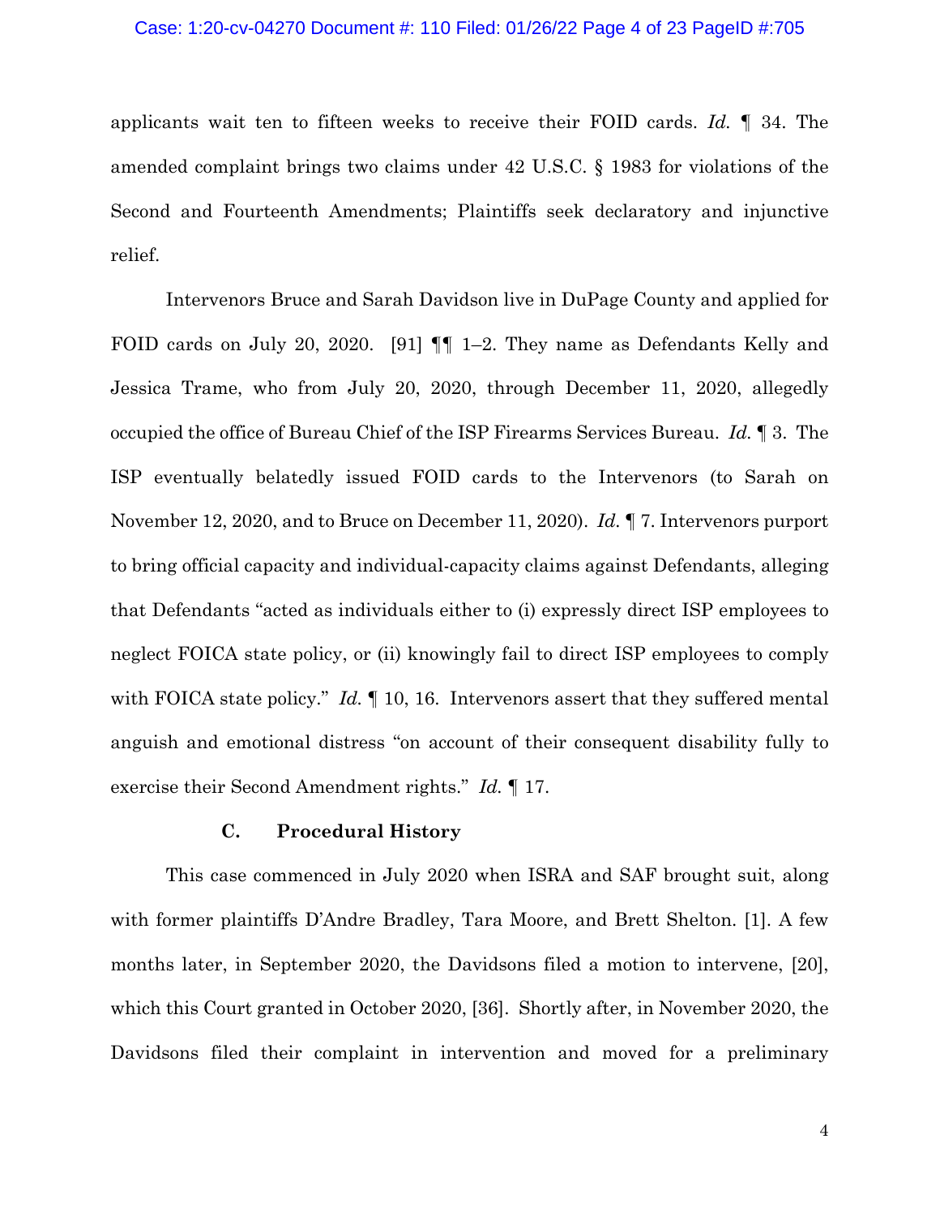applicants wait ten to fifteen weeks to receive their FOID cards. *Id.* ¶ 34. The amended complaint brings two claims under 42 U.S.C. § 1983 for violations of the Second and Fourteenth Amendments; Plaintiffs seek declaratory and injunctive relief.

Intervenors Bruce and Sarah Davidson live in DuPage County and applied for FOID cards on July 20, 2020. [91] ¶¶ 1–2. They name as Defendants Kelly and Jessica Trame, who from July 20, 2020, through December 11, 2020, allegedly occupied the office of Bureau Chief of the ISP Firearms Services Bureau. *Id.* ¶ 3. The ISP eventually belatedly issued FOID cards to the Intervenors (to Sarah on November 12, 2020, and to Bruce on December 11, 2020). *Id.* ¶ 7. Intervenors purport to bring official capacity and individual-capacity claims against Defendants, alleging that Defendants "acted as individuals either to (i) expressly direct ISP employees to neglect FOICA state policy, or (ii) knowingly fail to direct ISP employees to comply with FOICA state policy." *Id.* ¶ 10, 16. Intervenors assert that they suffered mental anguish and emotional distress "on account of their consequent disability fully to exercise their Second Amendment rights." *Id.* ¶ 17.

### C. Procedural History

This case commenced in July 2020 when ISRA and SAF brought suit, along with former plaintiffs D'Andre Bradley, Tara Moore, and Brett Shelton. [1]. A few months later, in September 2020, the Davidsons filed a motion to intervene, [20], which this Court granted in October 2020, [36]. Shortly after, in November 2020, the Davidsons filed their complaint in intervention and moved for a preliminary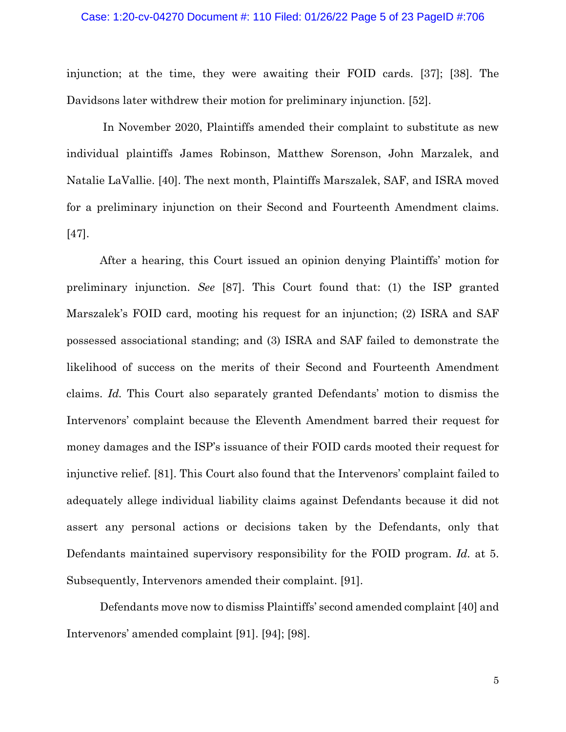injunction; at the time, they were awaiting their FOID cards. [37]; [38]. The Davidsons later withdrew their motion for preliminary injunction. [52].

In November 2020, Plaintiffs amended their complaint to substitute as new individual plaintiffs James Robinson, Matthew Sorenson, John Marzalek, and Natalie LaVallie. [40]. The next month, Plaintiffs Marszalek, SAF, and ISRA moved for a preliminary injunction on their Second and Fourteenth Amendment claims. [47].

After a hearing, this Court issued an opinion denying Plaintiffs' motion for preliminary injunction. *See* [87]. This Court found that: (1) the ISP granted Marszalek's FOID card, mooting his request for an injunction; (2) ISRA and SAF possessed associational standing; and (3) ISRA and SAF failed to demonstrate the likelihood of success on the merits of their Second and Fourteenth Amendment claims. *Id.* This Court also separately granted Defendants' motion to dismiss the Intervenors' complaint because the Eleventh Amendment barred their request for money damages and the ISP's issuance of their FOID cards mooted their request for injunctive relief. [81]. This Court also found that the Intervenors' complaint failed to adequately allege individual liability claims against Defendants because it did not assert any personal actions or decisions taken by the Defendants, only that Defendants maintained supervisory responsibility for the FOID program. *Id.* at 5. Subsequently, Intervenors amended their complaint. [91].

Defendants move now to dismiss Plaintiffs' second amended complaint [40] and Intervenors' amended complaint [91]. [94]; [98].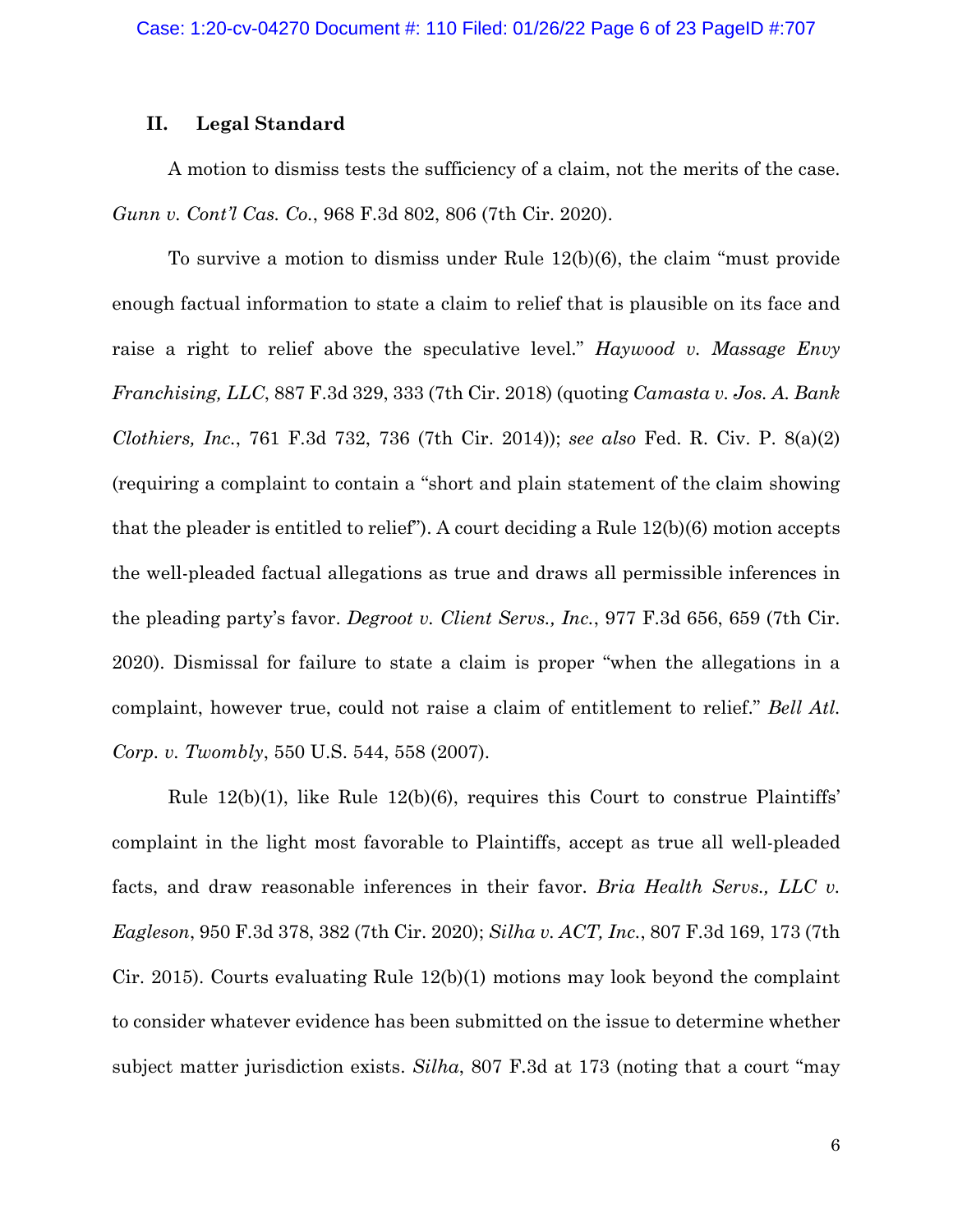## II. Legal Standard

A motion to dismiss tests the sufficiency of a claim, not the merits of the case. *Gunn v. Cont'l Cas. Co.*, 968 F.3d 802, 806 (7th Cir. 2020).

To survive a motion to dismiss under Rule 12(b)(6), the claim "must provide enough factual information to state a claim to relief that is plausible on its face and raise a right to relief above the speculative level." *Haywood v. Massage Envy Franchising, LLC*, 887 F.3d 329, 333 (7th Cir. 2018) (quoting *Camasta v. Jos. A. Bank Clothiers, Inc.*, 761 F.3d 732, 736 (7th Cir. 2014)); *see also* Fed. R. Civ. P. 8(a)(2) (requiring a complaint to contain a "short and plain statement of the claim showing that the pleader is entitled to relief"). A court deciding a Rule 12(b)(6) motion accepts the well-pleaded factual allegations as true and draws all permissible inferences in the pleading party's favor. *Degroot v. Client Servs., Inc.*, 977 F.3d 656, 659 (7th Cir. 2020). Dismissal for failure to state a claim is proper "when the allegations in a complaint, however true, could not raise a claim of entitlement to relief." *Bell Atl. Corp. v. Twombly*, 550 U.S. 544, 558 (2007).

Rule 12(b)(1), like Rule 12(b)(6), requires this Court to construe Plaintiffs' complaint in the light most favorable to Plaintiffs, accept as true all well-pleaded facts, and draw reasonable inferences in their favor. *Bria Health Servs., LLC v. Eagleson*, 950 F.3d 378, 382 (7th Cir. 2020); *Silha v. ACT, Inc.*, 807 F.3d 169, 173 (7th Cir. 2015). Courts evaluating Rule 12(b)(1) motions may look beyond the complaint to consider whatever evidence has been submitted on the issue to determine whether subject matter jurisdiction exists. *Silha*, 807 F.3d at 173 (noting that a court "may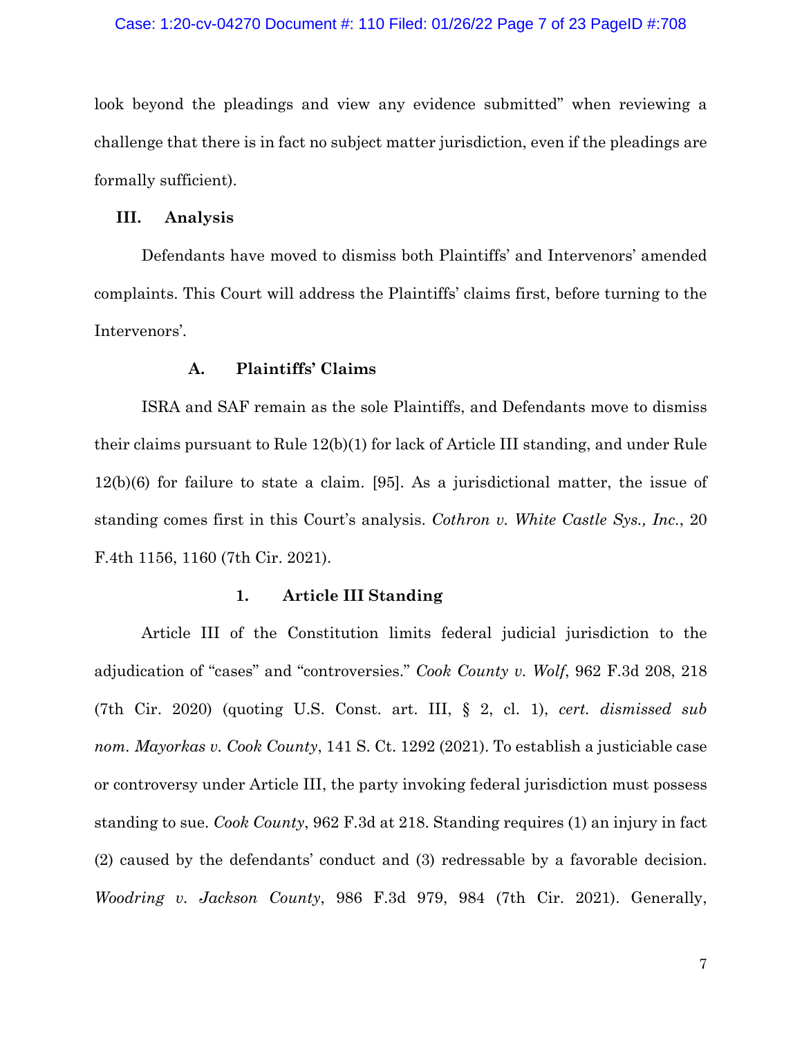look beyond the pleadings and view any evidence submitted" when reviewing a challenge that there is in fact no subject matter jurisdiction, even if the pleadings are formally sufficient).

## III. Analysis

Defendants have moved to dismiss both Plaintiffs' and Intervenors' amended complaints. This Court will address the Plaintiffs' claims first, before turning to the Intervenors'.

### A. Plaintiffs' Claims

ISRA and SAF remain as the sole Plaintiffs, and Defendants move to dismiss their claims pursuant to Rule 12(b)(1) for lack of Article III standing, and under Rule 12(b)(6) for failure to state a claim. [95]. As a jurisdictional matter, the issue of standing comes first in this Court's analysis. *Cothron v. White Castle Sys., Inc.*, 20 F.4th 1156, 1160 (7th Cir. 2021).

#### 1. Article III Standing

Article III of the Constitution limits federal judicial jurisdiction to the adjudication of "cases" and "controversies." *Cook County v. Wolf*, 962 F.3d 208, 218 (7th Cir. 2020) (quoting U.S. Const. art. III, § 2, cl. 1), *cert. dismissed sub nom. Mayorkas v. Cook County*, 141 S. Ct. 1292 (2021). To establish a justiciable case or controversy under Article III, the party invoking federal jurisdiction must possess standing to sue. *Cook County*, 962 F.3d at 218. Standing requires (1) an injury in fact (2) caused by the defendants' conduct and (3) redressable by a favorable decision. *Woodring v. Jackson County*, 986 F.3d 979, 984 (7th Cir. 2021). Generally,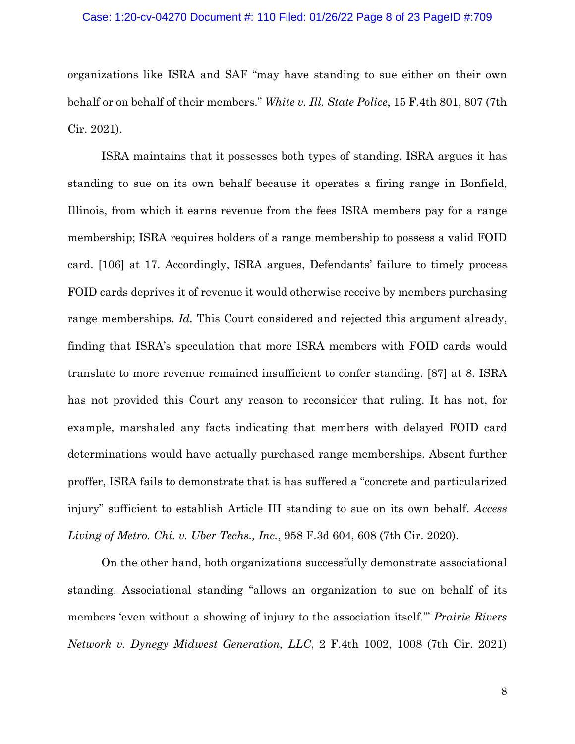organizations like ISRA and SAF "may have standing to sue either on their own behalf or on behalf of their members." *White v. Ill. State Police*, 15 F.4th 801, 807 (7th Cir. 2021).

ISRA maintains that it possesses both types of standing. ISRA argues it has standing to sue on its own behalf because it operates a firing range in Bonfield, Illinois, from which it earns revenue from the fees ISRA members pay for a range membership; ISRA requires holders of a range membership to possess a valid FOID card. [106] at 17. Accordingly, ISRA argues, Defendants' failure to timely process FOID cards deprives it of revenue it would otherwise receive by members purchasing range memberships. *Id.* This Court considered and rejected this argument already, finding that ISRA's speculation that more ISRA members with FOID cards would translate to more revenue remained insufficient to confer standing. [87] at 8. ISRA has not provided this Court any reason to reconsider that ruling. It has not, for example, marshaled any facts indicating that members with delayed FOID card determinations would have actually purchased range memberships. Absent further proffer, ISRA fails to demonstrate that is has suffered a "concrete and particularized injury" sufficient to establish Article III standing to sue on its own behalf. *Access Living of Metro. Chi. v. Uber Techs., Inc.*, 958 F.3d 604, 608 (7th Cir. 2020).

On the other hand, both organizations successfully demonstrate associational standing. Associational standing "allows an organization to sue on behalf of its members 'even without a showing of injury to the association itself.'" *Prairie Rivers Network v. Dynegy Midwest Generation, LLC*, 2 F.4th 1002, 1008 (7th Cir. 2021)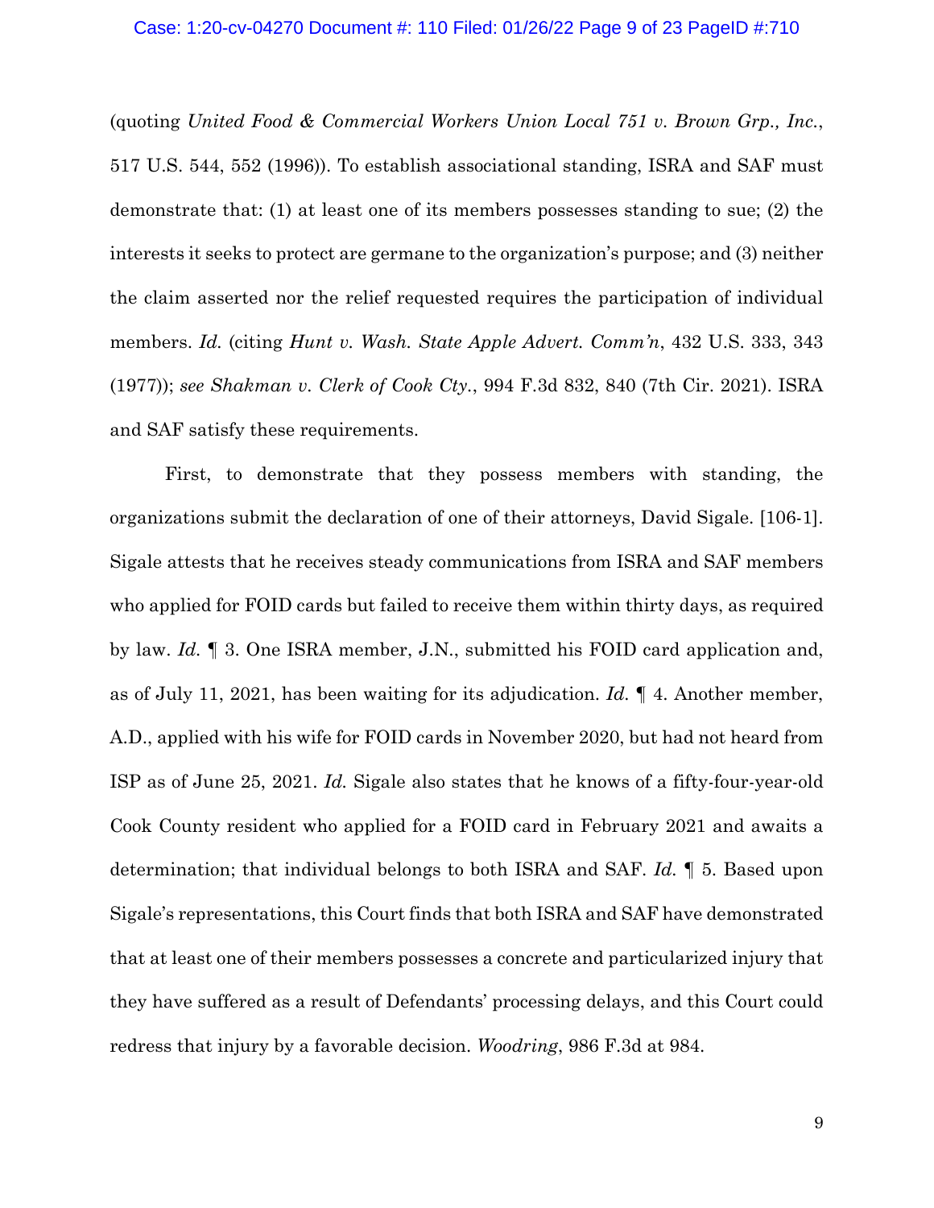(quoting *United Food & Commercial Workers Union Local 751 v. Brown Grp., Inc.*, 517 U.S. 544, 552 (1996)). To establish associational standing, ISRA and SAF must demonstrate that: (1) at least one of its members possesses standing to sue; (2) the interests it seeks to protect are germane to the organization's purpose; and (3) neither the claim asserted nor the relief requested requires the participation of individual members. *Id.* (citing *Hunt v. Wash. State Apple Advert. Comm'n*, 432 U.S. 333, 343 (1977)); *see Shakman v. Clerk of Cook Cty.*, 994 F.3d 832, 840 (7th Cir. 2021). ISRA and SAF satisfy these requirements.

First, to demonstrate that they possess members with standing, the organizations submit the declaration of one of their attorneys, David Sigale. [106-1]. Sigale attests that he receives steady communications from ISRA and SAF members who applied for FOID cards but failed to receive them within thirty days, as required by law. *Id.* ¶ 3. One ISRA member, J.N., submitted his FOID card application and, as of July 11, 2021, has been waiting for its adjudication. *Id.* ¶ 4. Another member, A.D., applied with his wife for FOID cards in November 2020, but had not heard from ISP as of June 25, 2021. *Id.* Sigale also states that he knows of a fifty-four-year-old Cook County resident who applied for a FOID card in February 2021 and awaits a determination; that individual belongs to both ISRA and SAF. *Id.* ¶ 5. Based upon Sigale's representations, this Court finds that both ISRA and SAF have demonstrated that at least one of their members possesses a concrete and particularized injury that they have suffered as a result of Defendants' processing delays, and this Court could redress that injury by a favorable decision. *Woodring*, 986 F.3d at 984.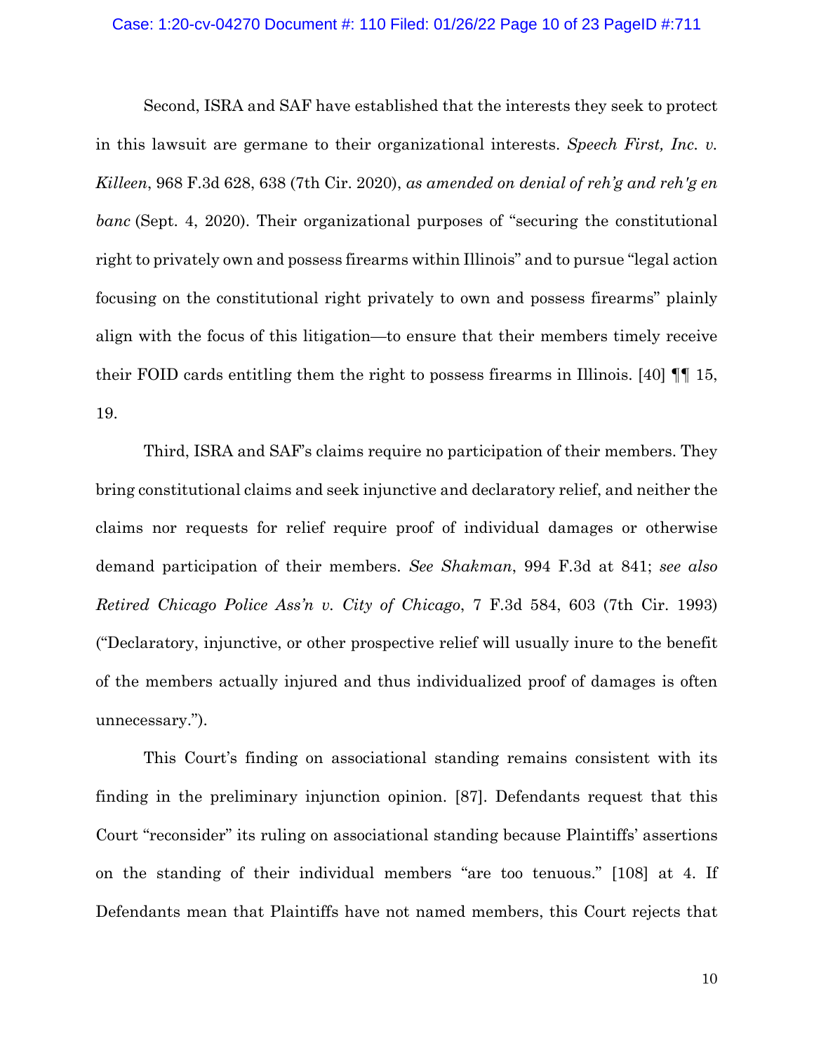Second, ISRA and SAF have established that the interests they seek to protect in this lawsuit are germane to their organizational interests. *Speech First, Inc. v. Killeen*, 968 F.3d 628, 638 (7th Cir. 2020), *as amended on denial of reh'g and reh'g en banc* (Sept. 4, 2020). Their organizational purposes of "securing the constitutional right to privately own and possess firearms within Illinois" and to pursue "legal action focusing on the constitutional right privately to own and possess firearms" plainly align with the focus of this litigation—to ensure that their members timely receive their FOID cards entitling them the right to possess firearms in Illinois. [40] ¶¶ 15, 19.

Third, ISRA and SAF's claims require no participation of their members. They bring constitutional claims and seek injunctive and declaratory relief, and neither the claims nor requests for relief require proof of individual damages or otherwise demand participation of their members. *See Shakman*, 994 F.3d at 841; *see also Retired Chicago Police Ass'n v. City of Chicago*, 7 F.3d 584, 603 (7th Cir. 1993) ("Declaratory, injunctive, or other prospective relief will usually inure to the benefit of the members actually injured and thus individualized proof of damages is often unnecessary.").

This Court's finding on associational standing remains consistent with its finding in the preliminary injunction opinion. [87]. Defendants request that this Court "reconsider" its ruling on associational standing because Plaintiffs' assertions on the standing of their individual members "are too tenuous." [108] at 4. If Defendants mean that Plaintiffs have not named members, this Court rejects that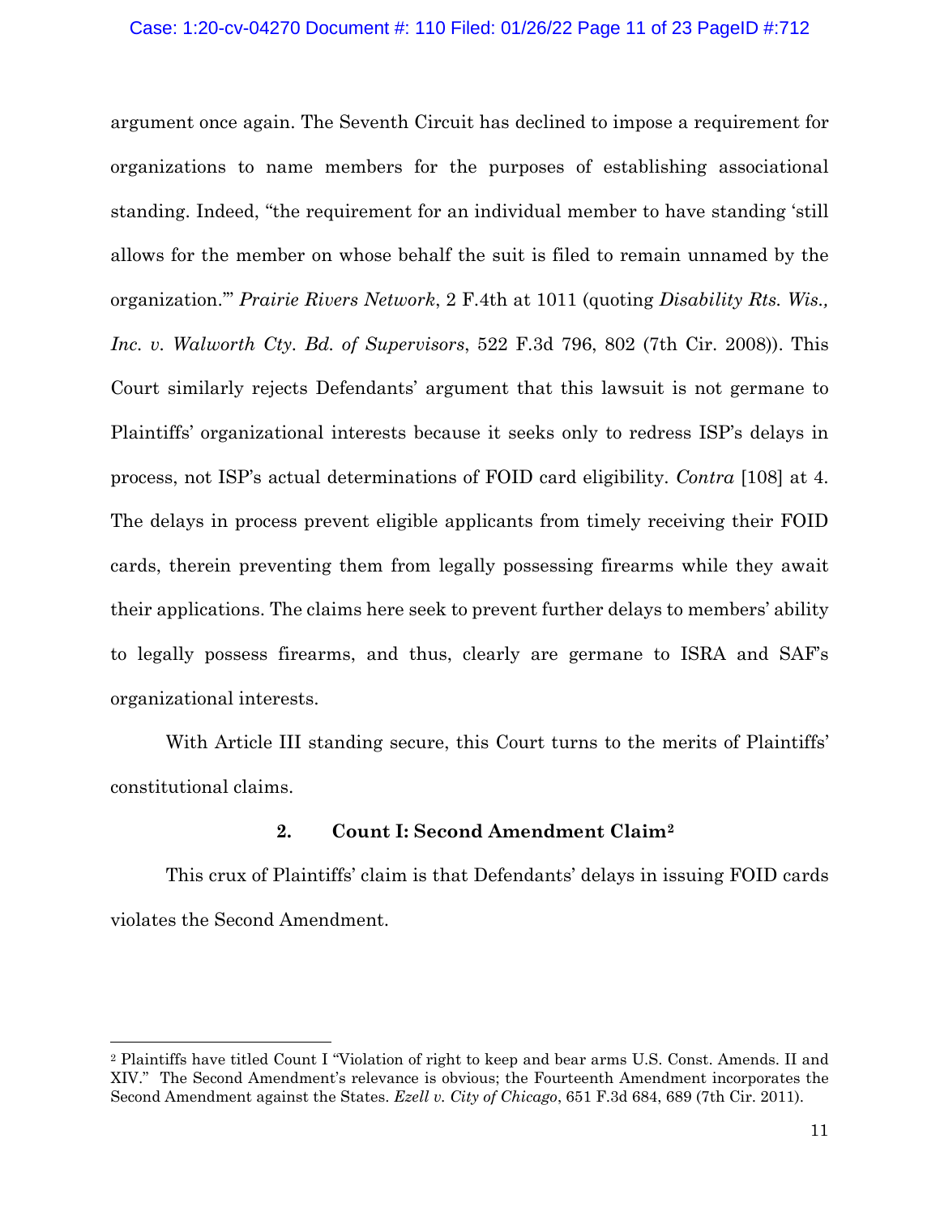argument once again. The Seventh Circuit has declined to impose a requirement for organizations to name members for the purposes of establishing associational standing. Indeed, "the requirement for an individual member to have standing 'still allows for the member on whose behalf the suit is filed to remain unnamed by the organization.'" *Prairie Rivers Network*, 2 F.4th at 1011 (quoting *Disability Rts. Wis., Inc. v. Walworth Cty. Bd. of Supervisors*, 522 F.3d 796, 802 (7th Cir. 2008)). This Court similarly rejects Defendants' argument that this lawsuit is not germane to Plaintiffs' organizational interests because it seeks only to redress ISP's delays in process, not ISP's actual determinations of FOID card eligibility. *Contra* [108] at 4. The delays in process prevent eligible applicants from timely receiving their FOID cards, therein preventing them from legally possessing firearms while they await their applications. The claims here seek to prevent further delays to members' ability to legally possess firearms, and thus, clearly are germane to ISRA and SAF's organizational interests.

With Article III standing secure, this Court turns to the merits of Plaintiffs' constitutional claims.

### 2. Count I: Second Amendment Claim[2]

This crux of Plaintiffs' claim is that Defendants' delays in issuing FOID cards violates the Second Amendment.

---

[2] Plaintiffs have titled Count I "Violation of right to keep and bear arms U.S. Const. Amends. II and XIV." The Second Amendment's relevance is obvious; the Fourteenth Amendment incorporates the Second Amendment against the States. *Ezell v. City of Chicago*, 651 F.3d 684, 689 (7th Cir. 2011).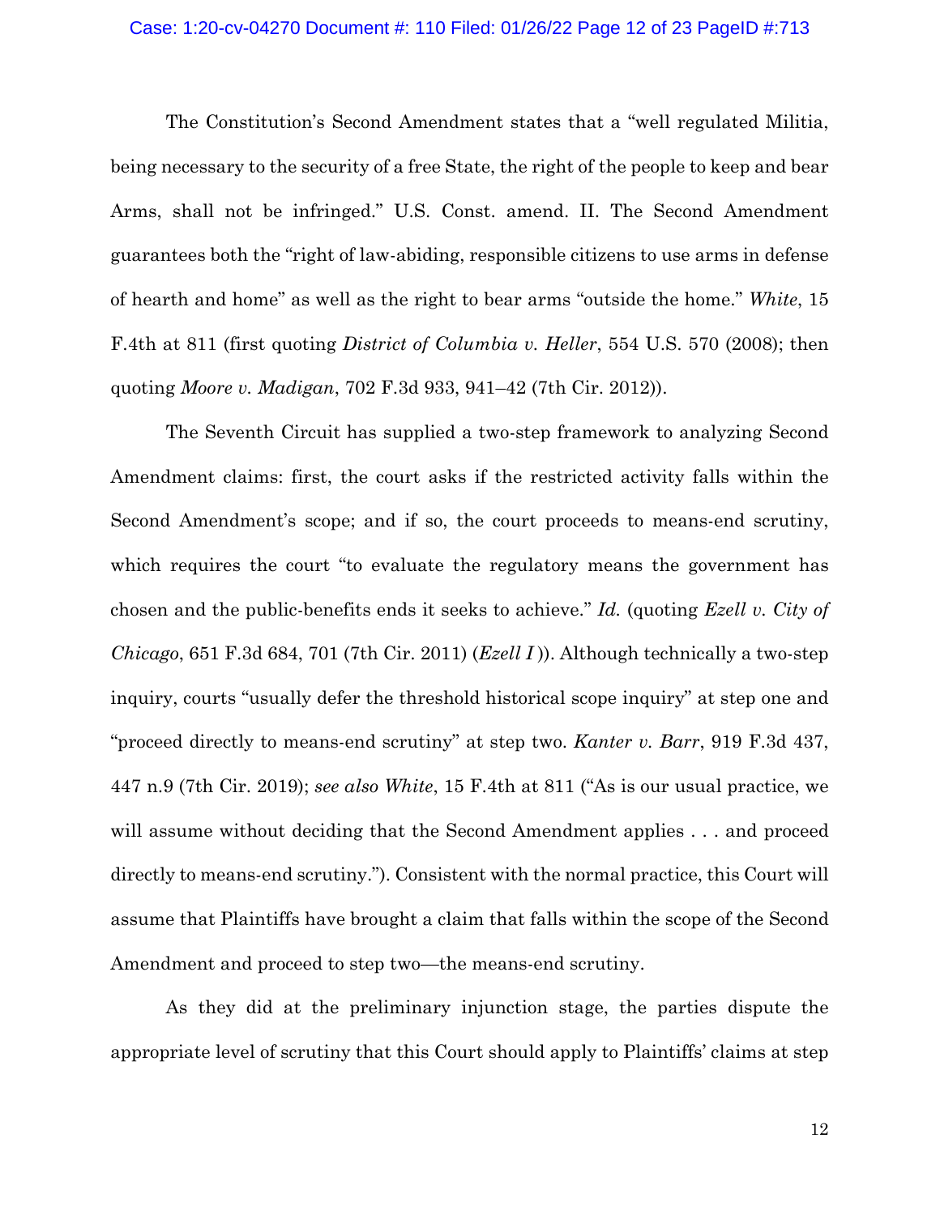The Constitution's Second Amendment states that a "well regulated Militia, being necessary to the security of a free State, the right of the people to keep and bear Arms, shall not be infringed." U.S. Const. amend. II. The Second Amendment guarantees both the "right of law-abiding, responsible citizens to use arms in defense of hearth and home" as well as the right to bear arms "outside the home." *White*, 15 F.4th at 811 (first quoting *District of Columbia v. Heller*, 554 U.S. 570 (2008); then quoting *Moore v. Madigan*, 702 F.3d 933, 941–42 (7th Cir. 2012)).

The Seventh Circuit has supplied a two-step framework to analyzing Second Amendment claims: first, the court asks if the restricted activity falls within the Second Amendment's scope; and if so, the court proceeds to means-end scrutiny, which requires the court "to evaluate the regulatory means the government has chosen and the public-benefits ends it seeks to achieve." *Id.* (quoting *Ezell v. City of Chicago*, 651 F.3d 684, 701 (7th Cir. 2011) (*Ezell I*)). Although technically a two-step inquiry, courts "usually defer the threshold historical scope inquiry" at step one and "proceed directly to means-end scrutiny" at step two. *Kanter v. Barr*, 919 F.3d 437, 447 n.9 (7th Cir. 2019); *see also White*, 15 F.4th at 811 ("As is our usual practice, we will assume without deciding that the Second Amendment applies . . . and proceed directly to means-end scrutiny."). Consistent with the normal practice, this Court will assume that Plaintiffs have brought a claim that falls within the scope of the Second Amendment and proceed to step two—the means-end scrutiny.

As they did at the preliminary injunction stage, the parties dispute the appropriate level of scrutiny that this Court should apply to Plaintiffs' claims at step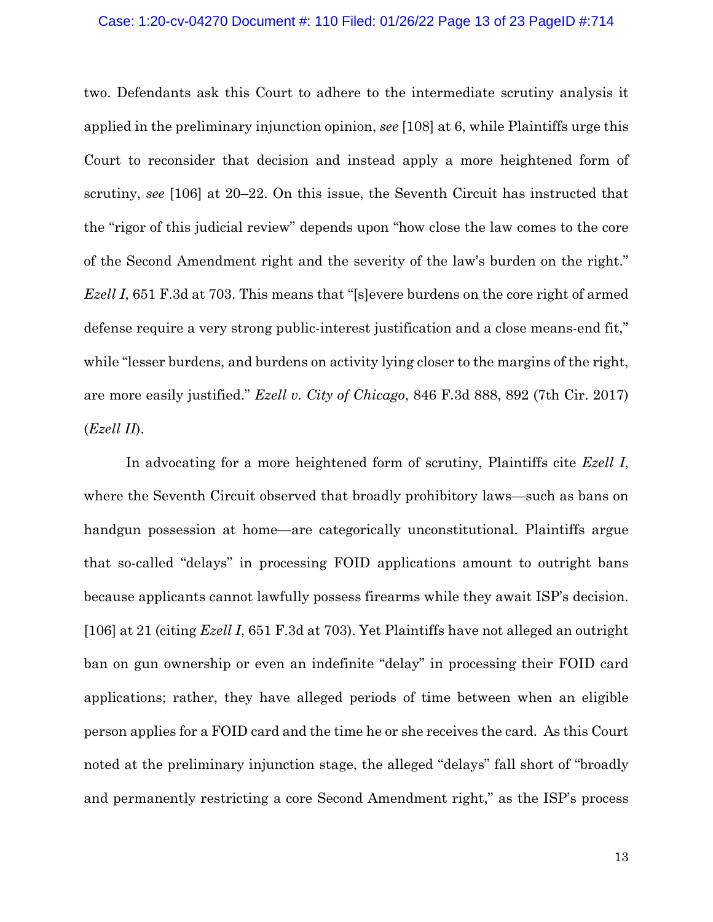two. Defendants ask this Court to adhere to the intermediate scrutiny analysis it applied in the preliminary injunction opinion, *see* [108] at 6, while Plaintiffs urge this Court to reconsider that decision and instead apply a more heightened form of scrutiny, *see* [106] at 20–22. On this issue, the Seventh Circuit has instructed that the "rigor of this judicial review" depends upon "how close the law comes to the core of the Second Amendment right and the severity of the law's burden on the right." *Ezell I*, 651 F.3d at 703. This means that "[s]evere burdens on the core right of armed defense require a very strong public-interest justification and a close means-end fit," while "lesser burdens, and burdens on activity lying closer to the margins of the right, are more easily justified." *Ezell v. City of Chicago*, 846 F.3d 888, 892 (7th Cir. 2017) (*Ezell II*).

In advocating for a more heightened form of scrutiny, Plaintiffs cite *Ezell I*, where the Seventh Circuit observed that broadly prohibitory laws—such as bans on handgun possession at home—are categorically unconstitutional. Plaintiffs argue that so-called "delays" in processing FOID applications amount to outright bans because applicants cannot lawfully possess firearms while they await ISP's decision. [106] at 21 (citing *Ezell I*, 651 F.3d at 703). Yet Plaintiffs have not alleged an outright ban on gun ownership or even an indefinite "delay" in processing their FOID card applications; rather, they have alleged periods of time between when an eligible person applies for a FOID card and the time he or she receives the card. As this Court noted at the preliminary injunction stage, the alleged "delays" fall short of "broadly and permanently restricting a core Second Amendment right," as the ISP's process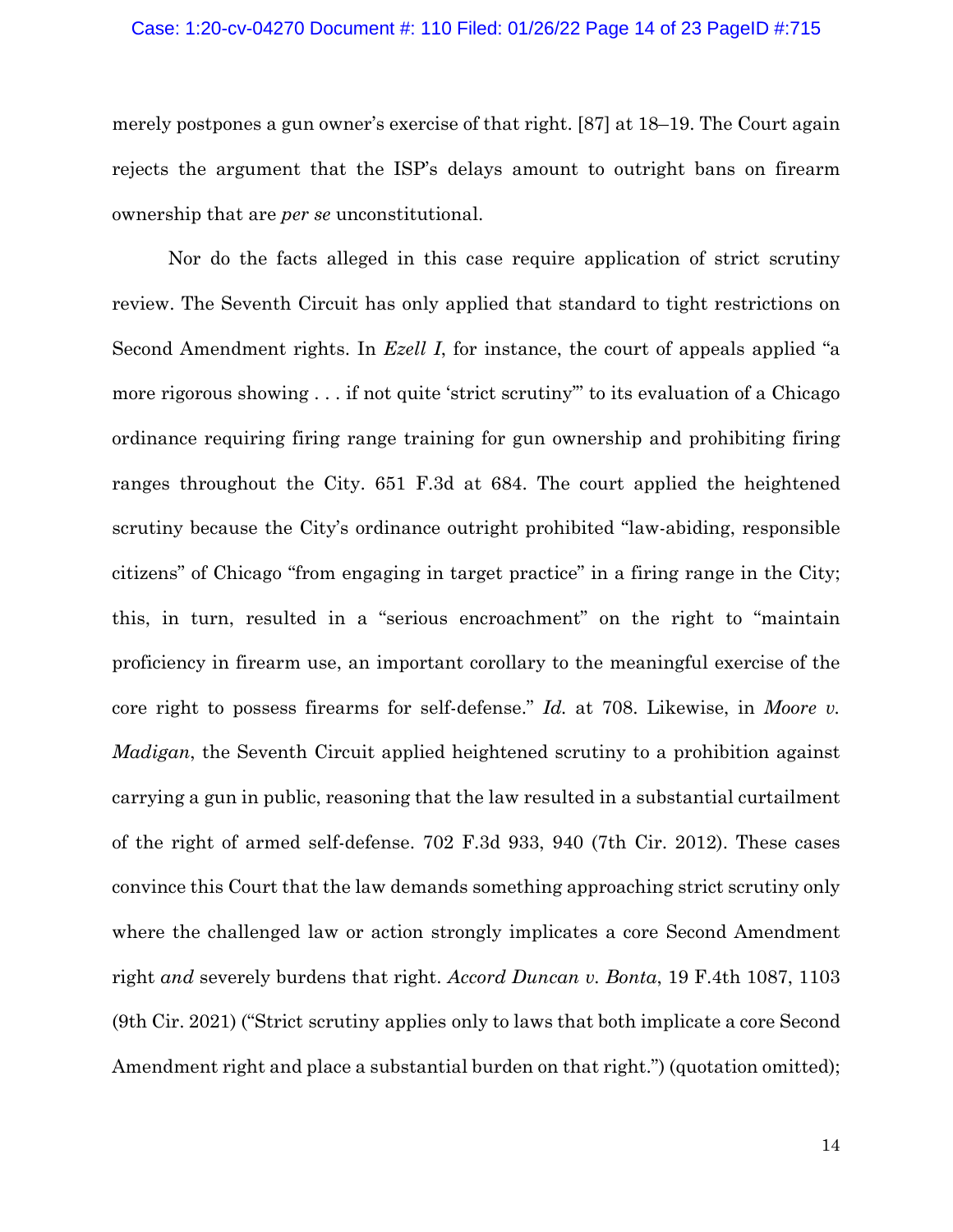merely postpones a gun owner's exercise of that right. [87] at 18–19. The Court again rejects the argument that the ISP's delays amount to outright bans on firearm ownership that are *per se* unconstitutional.

Nor do the facts alleged in this case require application of strict scrutiny review. The Seventh Circuit has only applied that standard to tight restrictions on Second Amendment rights. In *Ezell I*, for instance, the court of appeals applied "a more rigorous showing . . . if not quite 'strict scrutiny'" to its evaluation of a Chicago ordinance requiring firing range training for gun ownership and prohibiting firing ranges throughout the City. 651 F.3d at 684. The court applied the heightened scrutiny because the City's ordinance outright prohibited "law-abiding, responsible citizens" of Chicago "from engaging in target practice" in a firing range in the City; this, in turn, resulted in a "serious encroachment" on the right to "maintain proficiency in firearm use, an important corollary to the meaningful exercise of the core right to possess firearms for self-defense." *Id.* at 708. Likewise, in *Moore v. Madigan*, the Seventh Circuit applied heightened scrutiny to a prohibition against carrying a gun in public, reasoning that the law resulted in a substantial curtailment of the right of armed self-defense. 702 F.3d 933, 940 (7th Cir. 2012). These cases convince this Court that the law demands something approaching strict scrutiny only where the challenged law or action strongly implicates a core Second Amendment right *and* severely burdens that right. *Accord Duncan v. Bonta*, 19 F.4th 1087, 1103 (9th Cir. 2021) ("Strict scrutiny applies only to laws that both implicate a core Second Amendment right and place a substantial burden on that right.") (quotation omitted);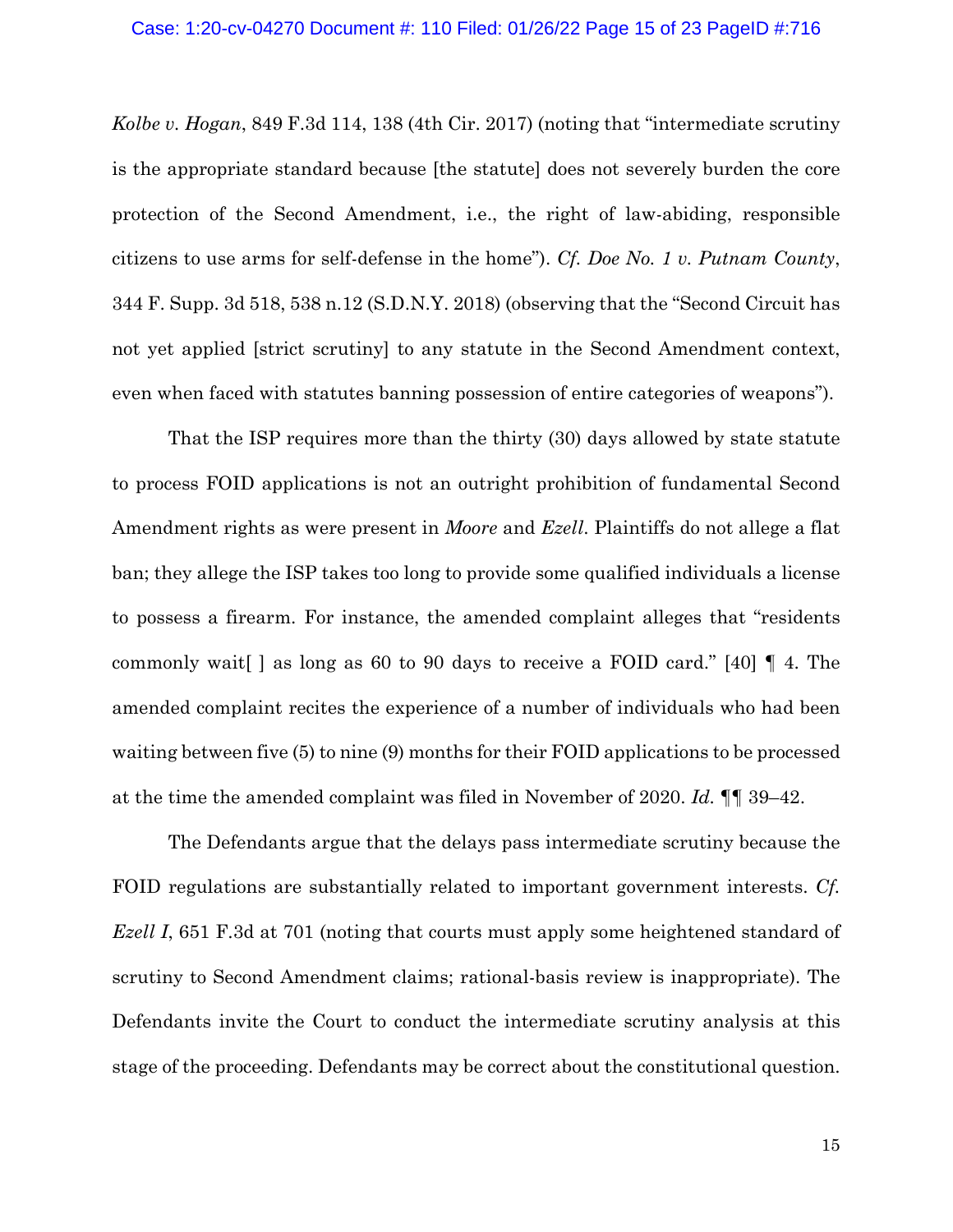*Kolbe v. Hogan*, 849 F.3d 114, 138 (4th Cir. 2017) (noting that "intermediate scrutiny is the appropriate standard because [the statute] does not severely burden the core protection of the Second Amendment, i.e., the right of law-abiding, responsible citizens to use arms for self-defense in the home"). *Cf. Doe No. 1 v. Putnam County*, 344 F. Supp. 3d 518, 538 n.12 (S.D.N.Y. 2018) (observing that the "Second Circuit has not yet applied [strict scrutiny] to any statute in the Second Amendment context, even when faced with statutes banning possession of entire categories of weapons").

That the ISP requires more than the thirty (30) days allowed by state statute to process FOID applications is not an outright prohibition of fundamental Second Amendment rights as were present in *Moore* and *Ezell*. Plaintiffs do not allege a flat ban; they allege the ISP takes too long to provide some qualified individuals a license to possess a firearm. For instance, the amended complaint alleges that "residents commonly wait[ ] as long as 60 to 90 days to receive a FOID card." [40] ¶ 4. The amended complaint recites the experience of a number of individuals who had been waiting between five (5) to nine (9) months for their FOID applications to be processed at the time the amended complaint was filed in November of 2020. *Id.* ¶¶ 39–42.

The Defendants argue that the delays pass intermediate scrutiny because the FOID regulations are substantially related to important government interests. *Cf. Ezell I*, 651 F.3d at 701 (noting that courts must apply some heightened standard of scrutiny to Second Amendment claims; rational-basis review is inappropriate). The Defendants invite the Court to conduct the intermediate scrutiny analysis at this stage of the proceeding. Defendants may be correct about the constitutional question.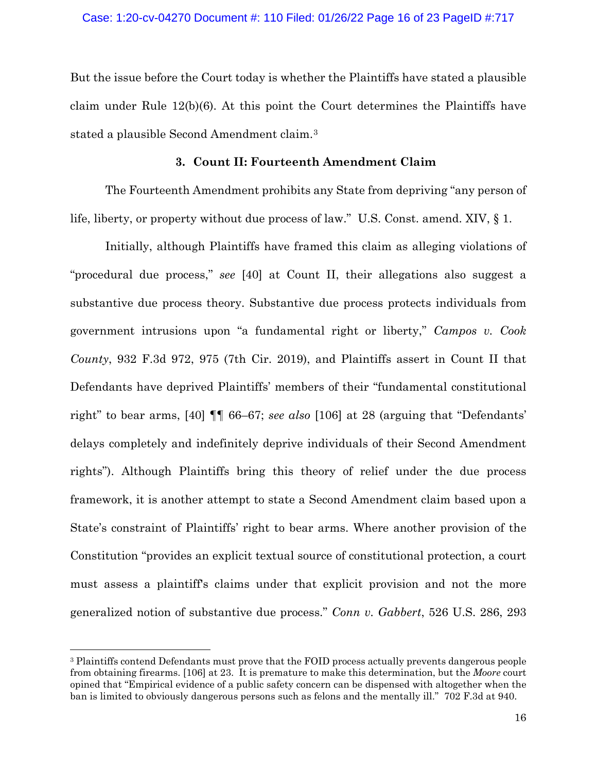But the issue before the Court today is whether the Plaintiffs have stated a plausible claim under Rule 12(b)(6). At this point the Court determines the Plaintiffs have stated a plausible Second Amendment claim.[3]

### 3. Count II: Fourteenth Amendment Claim

The Fourteenth Amendment prohibits any State from depriving "any person of life, liberty, or property without due process of law." U.S. Const. amend. XIV, § 1.

Initially, although Plaintiffs have framed this claim as alleging violations of "procedural due process," *see* [40] at Count II, their allegations also suggest a substantive due process theory. Substantive due process protects individuals from government intrusions upon "a fundamental right or liberty," *Campos v. Cook County*, 932 F.3d 972, 975 (7th Cir. 2019), and Plaintiffs assert in Count II that Defendants have deprived Plaintiffs' members of their "fundamental constitutional right" to bear arms, [40] ¶¶ 66–67; *see also* [106] at 28 (arguing that "Defendants' delays completely and indefinitely deprive individuals of their Second Amendment rights"). Although Plaintiffs bring this theory of relief under the due process framework, it is another attempt to state a Second Amendment claim based upon a State's constraint of Plaintiffs' right to bear arms. Where another provision of the Constitution "provides an explicit textual source of constitutional protection, a court must assess a plaintiff's claims under that explicit provision and not the more generalized notion of substantive due process." *Conn v. Gabbert*, 526 U.S. 286, 293

[3] Plaintiffs contend Defendants must prove that the FOID process actually prevents dangerous people from obtaining firearms. [106] at 23. It is premature to make this determination, but the *Moore* court opined that "Empirical evidence of a public safety concern can be dispensed with altogether when the ban is limited to obviously dangerous persons such as felons and the mentally ill." 702 F.3d at 940.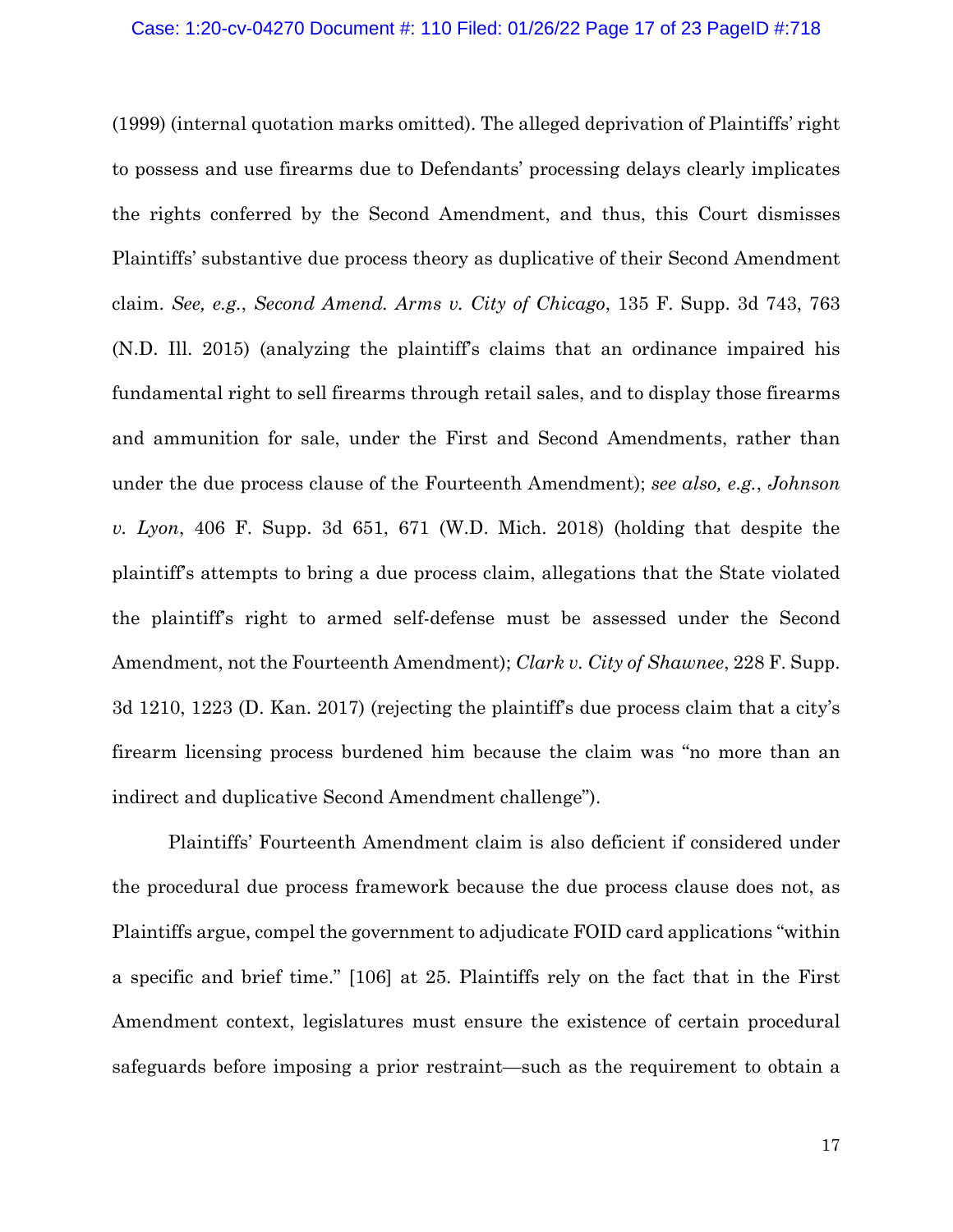(1999) (internal quotation marks omitted). The alleged deprivation of Plaintiffs' right to possess and use firearms due to Defendants' processing delays clearly implicates the rights conferred by the Second Amendment, and thus, this Court dismisses Plaintiffs' substantive due process theory as duplicative of their Second Amendment claim. *See, e.g.*, *Second Amend. Arms v. City of Chicago*, 135 F. Supp. 3d 743, 763 (N.D. Ill. 2015) (analyzing the plaintiff's claims that an ordinance impaired his fundamental right to sell firearms through retail sales, and to display those firearms and ammunition for sale, under the First and Second Amendments, rather than under the due process clause of the Fourteenth Amendment); *see also, e.g.*, *Johnson v. Lyon*, 406 F. Supp. 3d 651, 671 (W.D. Mich. 2018) (holding that despite the plaintiff's attempts to bring a due process claim, allegations that the State violated the plaintiff's right to armed self-defense must be assessed under the Second Amendment, not the Fourteenth Amendment); *Clark v. City of Shawnee*, 228 F. Supp. 3d 1210, 1223 (D. Kan. 2017) (rejecting the plaintiff's due process claim that a city's firearm licensing process burdened him because the claim was "no more than an indirect and duplicative Second Amendment challenge").

Plaintiffs' Fourteenth Amendment claim is also deficient if considered under the procedural due process framework because the due process clause does not, as Plaintiffs argue, compel the government to adjudicate FOID card applications "within a specific and brief time." [106] at 25. Plaintiffs rely on the fact that in the First Amendment context, legislatures must ensure the existence of certain procedural safeguards before imposing a prior restraint—such as the requirement to obtain a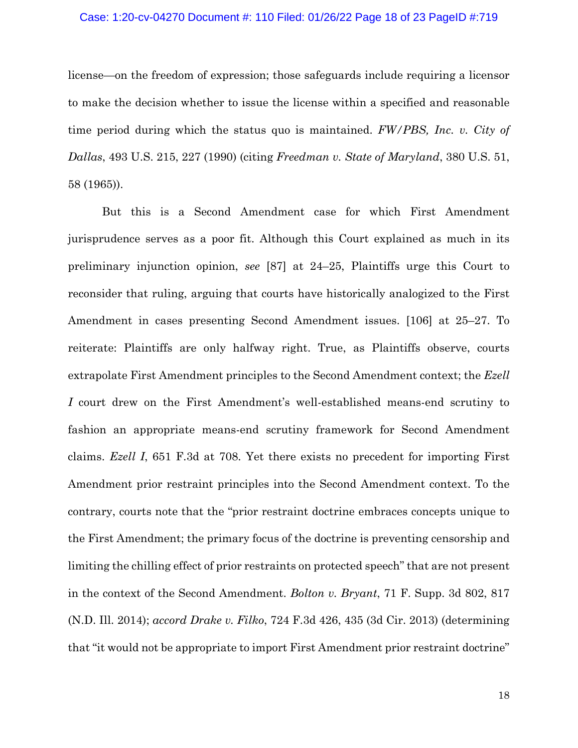license—on the freedom of expression; those safeguards include requiring a licensor to make the decision whether to issue the license within a specified and reasonable time period during which the status quo is maintained. *FW/PBS, Inc. v. City of Dallas*, 493 U.S. 215, 227 (1990) (citing *Freedman v. State of Maryland*, 380 U.S. 51, 58 (1965)).

But this is a Second Amendment case for which First Amendment jurisprudence serves as a poor fit. Although this Court explained as much in its preliminary injunction opinion, *see* [87] at 24–25, Plaintiffs urge this Court to reconsider that ruling, arguing that courts have historically analogized to the First Amendment in cases presenting Second Amendment issues. [106] at 25–27. To reiterate: Plaintiffs are only halfway right. True, as Plaintiffs observe, courts extrapolate First Amendment principles to the Second Amendment context; the *Ezell I* court drew on the First Amendment's well-established means-end scrutiny to fashion an appropriate means-end scrutiny framework for Second Amendment claims. *Ezell I*, 651 F.3d at 708. Yet there exists no precedent for importing First Amendment prior restraint principles into the Second Amendment context. To the contrary, courts note that the "prior restraint doctrine embraces concepts unique to the First Amendment; the primary focus of the doctrine is preventing censorship and limiting the chilling effect of prior restraints on protected speech" that are not present in the context of the Second Amendment. *Bolton v. Bryant*, 71 F. Supp. 3d 802, 817 (N.D. Ill. 2014); *accord Drake v. Filko*, 724 F.3d 426, 435 (3d Cir. 2013) (determining that "it would not be appropriate to import First Amendment prior restraint doctrine"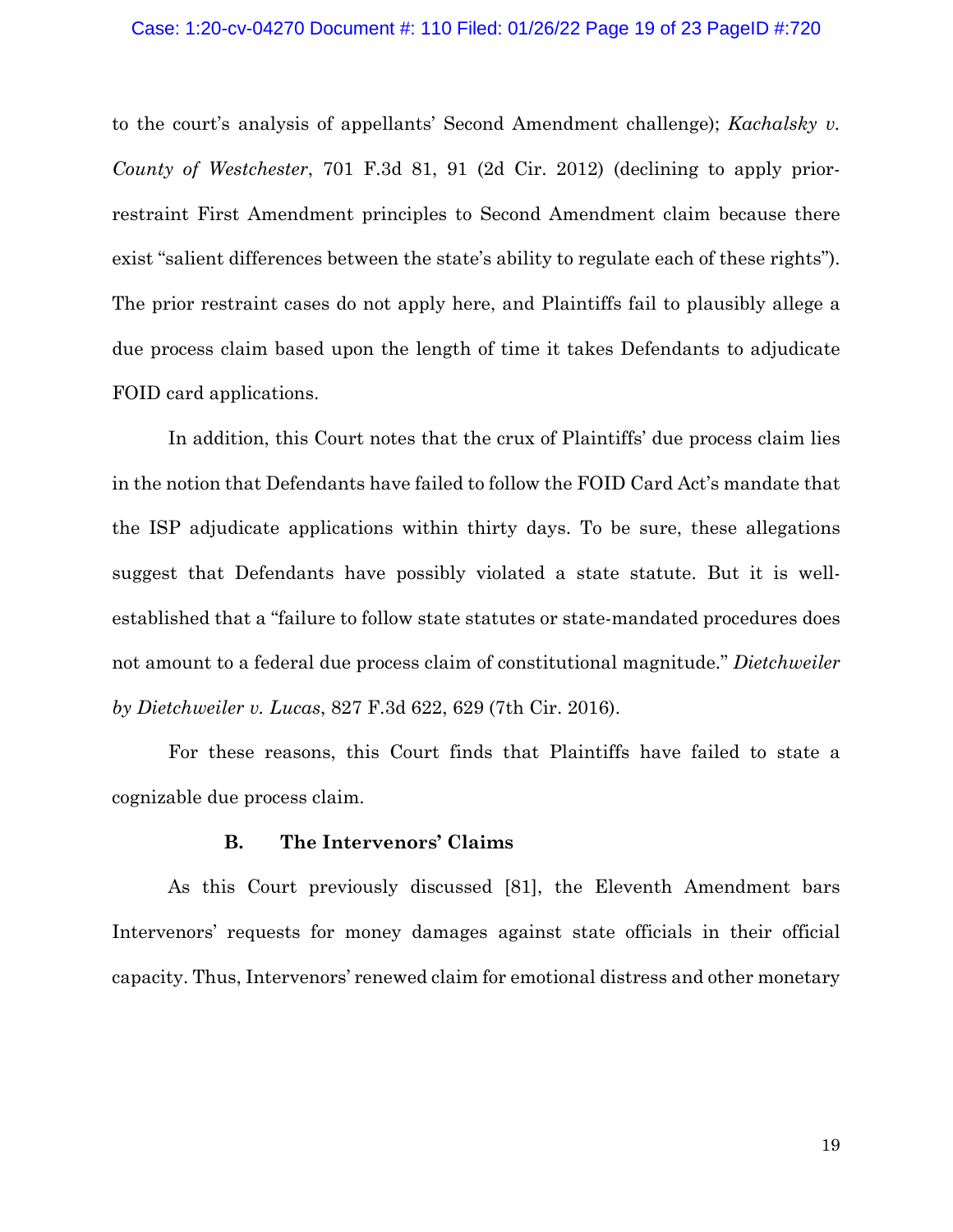to the court's analysis of appellants' Second Amendment challenge); *Kachalsky v. County of Westchester*, 701 F.3d 81, 91 (2d Cir. 2012) (declining to apply prior-restraint First Amendment principles to Second Amendment claim because there exist "salient differences between the state's ability to regulate each of these rights"). The prior restraint cases do not apply here, and Plaintiffs fail to plausibly allege a due process claim based upon the length of time it takes Defendants to adjudicate FOID card applications.

In addition, this Court notes that the crux of Plaintiffs' due process claim lies in the notion that Defendants have failed to follow the FOID Card Act's mandate that the ISP adjudicate applications within thirty days. To be sure, these allegations suggest that Defendants have possibly violated a state statute. But it is well-established that a "failure to follow state statutes or state-mandated procedures does not amount to a federal due process claim of constitutional magnitude." *Dietchweiler by Dietchweiler v. Lucas*, 827 F.3d 622, 629 (7th Cir. 2016).

For these reasons, this Court finds that Plaintiffs have failed to state a cognizable due process claim.

### B. The Intervenors' Claims

As this Court previously discussed [81], the Eleventh Amendment bars Intervenors' requests for money damages against state officials in their official capacity. Thus, Intervenors' renewed claim for emotional distress and other monetary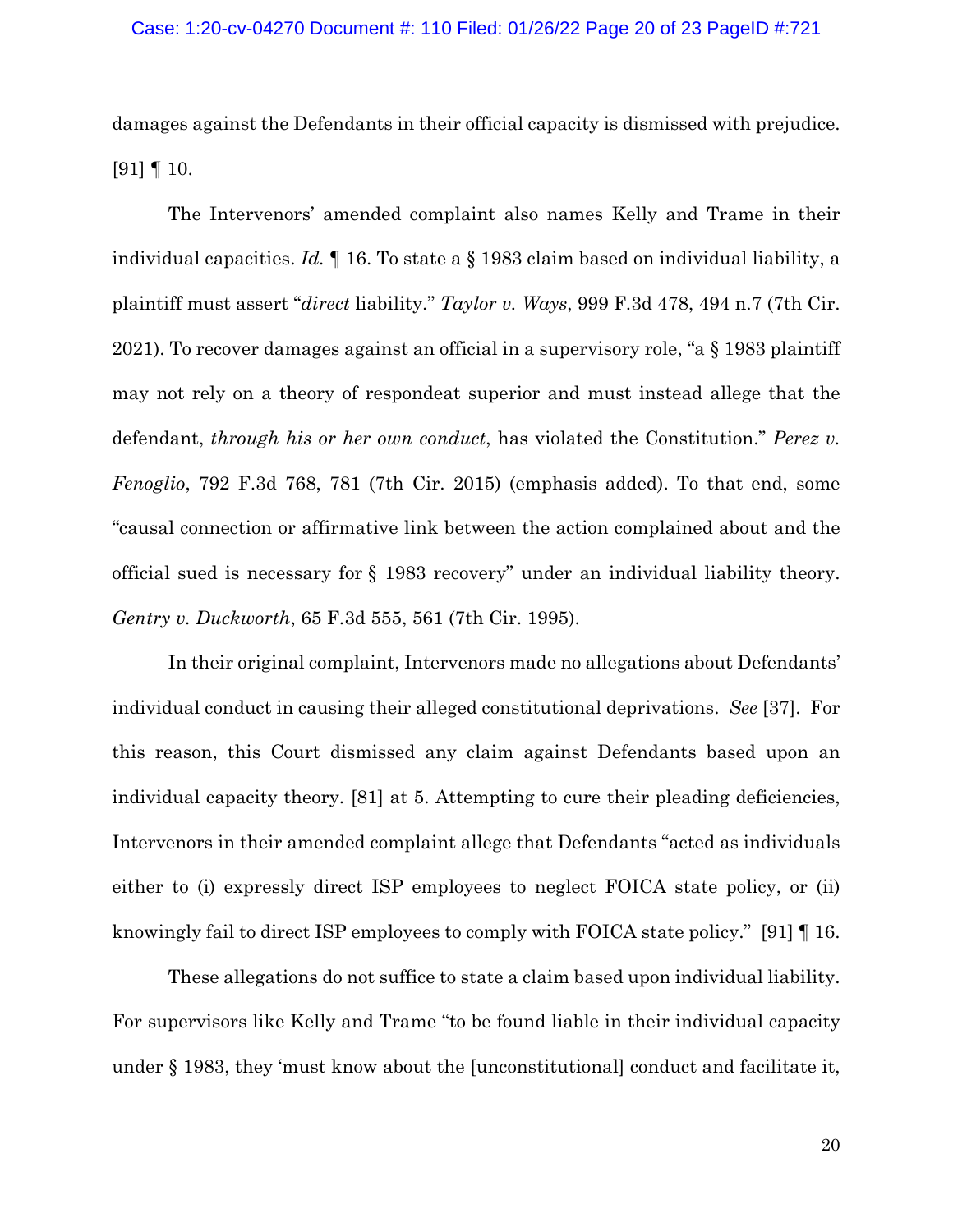damages against the Defendants in their official capacity is dismissed with prejudice. [91] ¶ 10.

The Intervenors' amended complaint also names Kelly and Trame in their individual capacities. *Id.* ¶ 16. To state a § 1983 claim based on individual liability, a plaintiff must assert "*direct* liability." *Taylor v. Ways*, 999 F.3d 478, 494 n.7 (7th Cir. 2021). To recover damages against an official in a supervisory role, "a § 1983 plaintiff may not rely on a theory of respondeat superior and must instead allege that the defendant, *through his or her own conduct*, has violated the Constitution." *Perez v. Fenoglio*, 792 F.3d 768, 781 (7th Cir. 2015) (emphasis added). To that end, some "causal connection or affirmative link between the action complained about and the official sued is necessary for § 1983 recovery" under an individual liability theory. *Gentry v. Duckworth*, 65 F.3d 555, 561 (7th Cir. 1995).

In their original complaint, Intervenors made no allegations about Defendants' individual conduct in causing their alleged constitutional deprivations. *See* [37]. For this reason, this Court dismissed any claim against Defendants based upon an individual capacity theory. [81] at 5. Attempting to cure their pleading deficiencies, Intervenors in their amended complaint allege that Defendants "acted as individuals either to (i) expressly direct ISP employees to neglect FOICA state policy, or (ii) knowingly fail to direct ISP employees to comply with FOICA state policy." [91] ¶ 16.

These allegations do not suffice to state a claim based upon individual liability. For supervisors like Kelly and Trame "to be found liable in their individual capacity under § 1983, they 'must know about the [unconstitutional] conduct and facilitate it,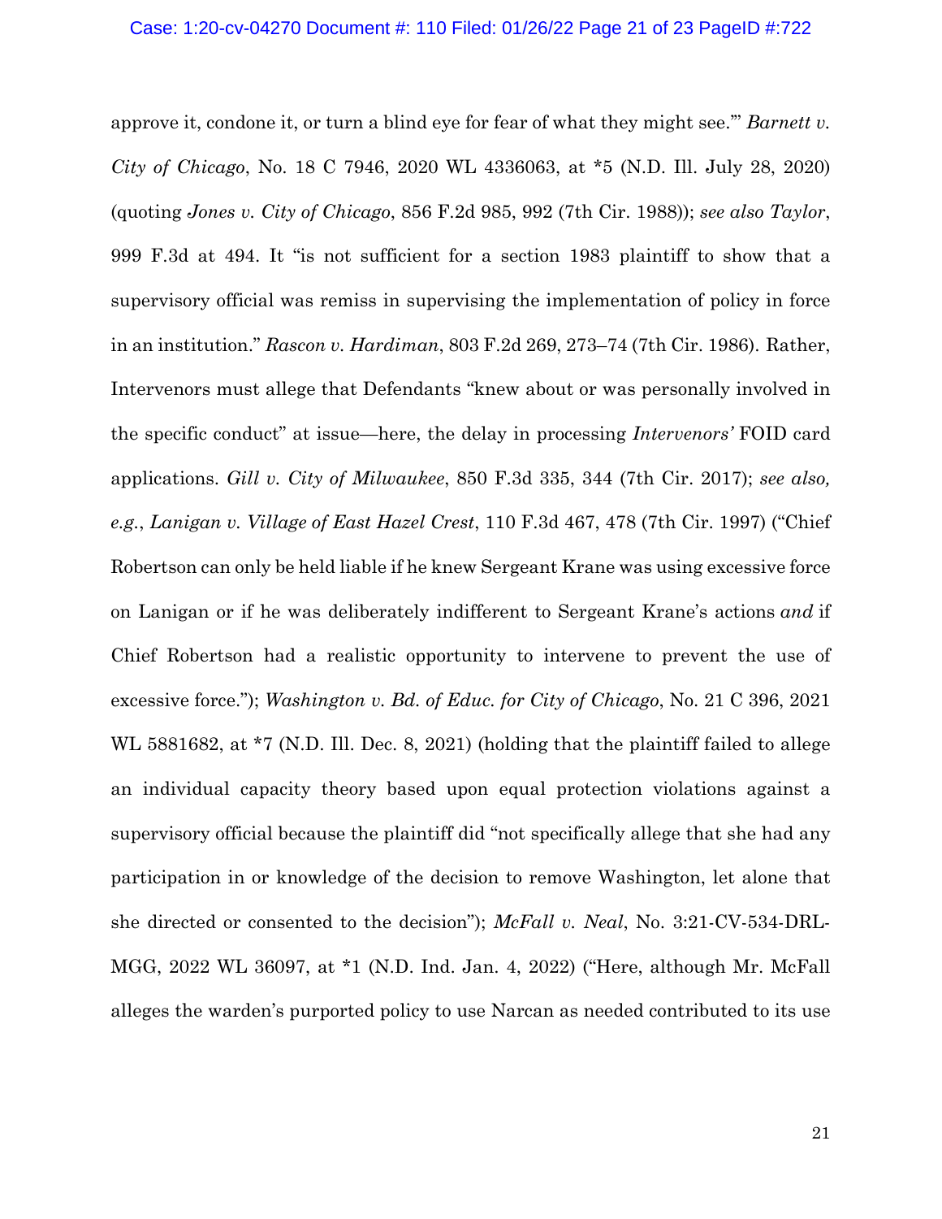approve it, condone it, or turn a blind eye for fear of what they might see.'" *Barnett v. City of Chicago*, No. 18 C 7946, 2020 WL 4336063, at *5 (N.D. Ill. July 28, 2020) (quoting *Jones v. City of Chicago*, 856 F.2d 985, 992 (7th Cir. 1988)); *see also Taylor*, 999 F.3d at 494. It "is not sufficient for a section 1983 plaintiff to show that a supervisory official was remiss in supervising the implementation of policy in force in an institution." *Rascon v. Hardiman*, 803 F.2d 269, 273–74 (7th Cir. 1986). Rather, Intervenors must allege that Defendants "knew about or was personally involved in the specific conduct" at issue—here, the delay in processing *Intervenors'* FOID card applications. *Gill v. City of Milwaukee*, 850 F.3d 335, 344 (7th Cir. 2017); *see also, e.g.*, *Lanigan v. Village of East Hazel Crest*, 110 F.3d 467, 478 (7th Cir. 1997) ("Chief Robertson can only be held liable if he knew Sergeant Krane was using excessive force on Lanigan or if he was deliberately indifferent to Sergeant Krane's actions *and* if Chief Robertson had a realistic opportunity to intervene to prevent the use of excessive force."); *Washington v. Bd. of Educ. for City of Chicago*, No. 21 C 396, 2021 WL 5881682, at *7 (N.D. Ill. Dec. 8, 2021) (holding that the plaintiff failed to allege an individual capacity theory based upon equal protection violations against a supervisory official because the plaintiff did "not specifically allege that she had any participation in or knowledge of the decision to remove Washington, let alone that she directed or consented to the decision"); *McFall v. Neal*, No. 3:21-CV-534-DRL-MGG, 2022 WL 36097, at *1 (N.D. Ind. Jan. 4, 2022) ("Here, although Mr. McFall alleges the warden's purported policy to use Narcan as needed contributed to its use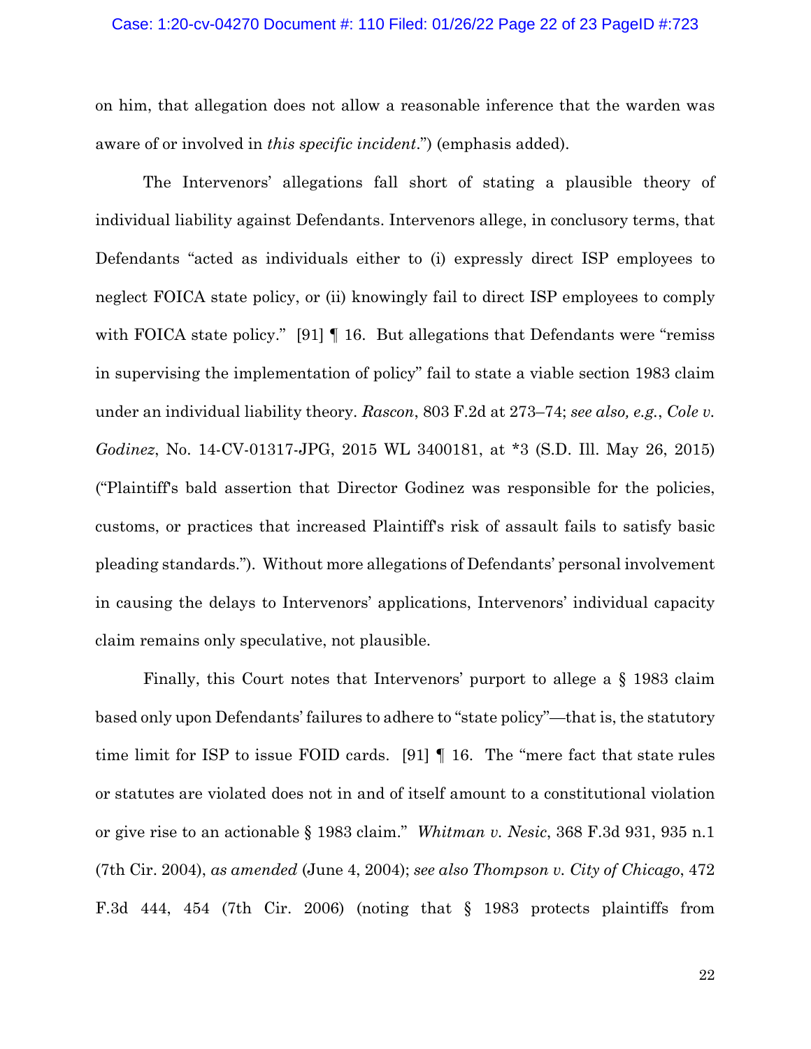on him, that allegation does not allow a reasonable inference that the warden was aware of or involved in *this specific incident*.") (emphasis added).

The Intervenors' allegations fall short of stating a plausible theory of individual liability against Defendants. Intervenors allege, in conclusory terms, that Defendants "acted as individuals either to (i) expressly direct ISP employees to neglect FOICA state policy, or (ii) knowingly fail to direct ISP employees to comply with FOICA state policy." [91] ¶ 16. But allegations that Defendants were "remiss in supervising the implementation of policy" fail to state a viable section 1983 claim under an individual liability theory. *Rascon*, 803 F.2d at 273–74; *see also, e.g.*, *Cole v. Godinez*, No. 14-CV-01317-JPG, 2015 WL 3400181, at *3 (S.D. Ill. May 26, 2015) ("Plaintiff's bald assertion that Director Godinez was responsible for the policies, customs, or practices that increased Plaintiff's risk of assault fails to satisfy basic pleading standards."). Without more allegations of Defendants' personal involvement in causing the delays to Intervenors' applications, Intervenors' individual capacity claim remains only speculative, not plausible.

Finally, this Court notes that Intervenors' purport to allege a § 1983 claim based only upon Defendants' failures to adhere to "state policy"—that is, the statutory time limit for ISP to issue FOID cards. [91] ¶ 16. The "mere fact that state rules or statutes are violated does not in and of itself amount to a constitutional violation or give rise to an actionable § 1983 claim." *Whitman v. Nesic*, 368 F.3d 931, 935 n.1 (7th Cir. 2004), *as amended* (June 4, 2004); *see also Thompson v. City of Chicago*, 472 F.3d 444, 454 (7th Cir. 2006) (noting that § 1983 protects plaintiffs from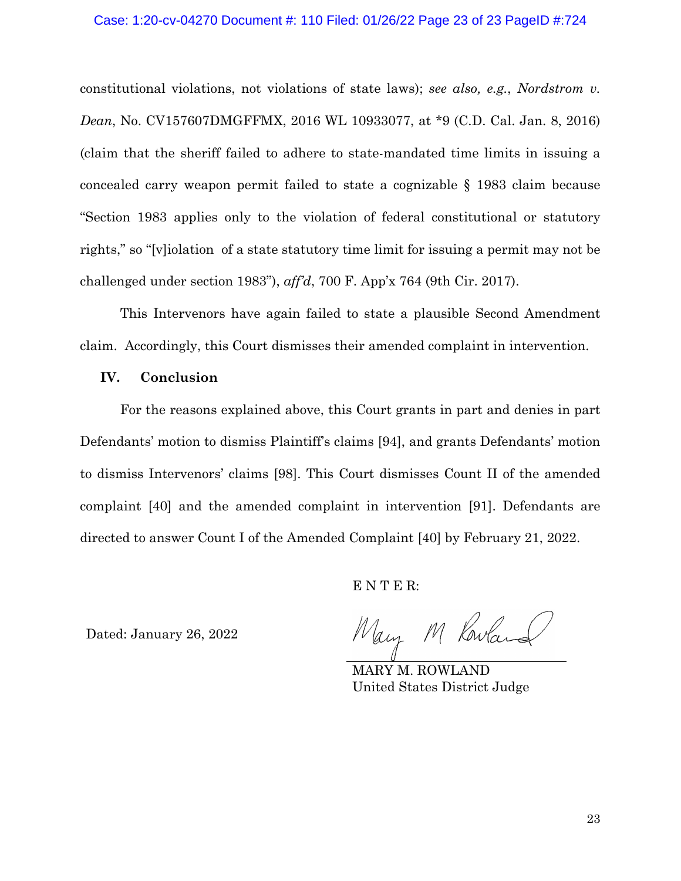constitutional violations, not violations of state laws); *see also, e.g.*, *Nordstrom v. Dean*, No. CV157607DMGFFMX, 2016 WL 10933077, at *9 (C.D. Cal. Jan. 8, 2016) (claim that the sheriff failed to adhere to state-mandated time limits in issuing a concealed carry weapon permit failed to state a cognizable § 1983 claim because "Section 1983 applies only to the violation of federal constitutional or statutory rights," so "[v]iolation of a state statutory time limit for issuing a permit may not be challenged under section 1983"), *aff'd*, 700 F. App'x 764 (9th Cir. 2017).

This Intervenors have again failed to state a plausible Second Amendment claim. Accordingly, this Court dismisses their amended complaint in intervention.

## IV. Conclusion

For the reasons explained above, this Court grants in part and denies in part Defendants' motion to dismiss Plaintiff's claims [94], and grants Defendants' motion to dismiss Intervenors' claims [98]. This Court dismisses Count II of the amended complaint [40] and the amended complaint in intervention [91]. Defendants are directed to answer Count I of the Amended Complaint [40] by February 21, 2022.

E N T E R:

Dated: January 26, 2022

MARY M. ROWLAND
United States District Judge